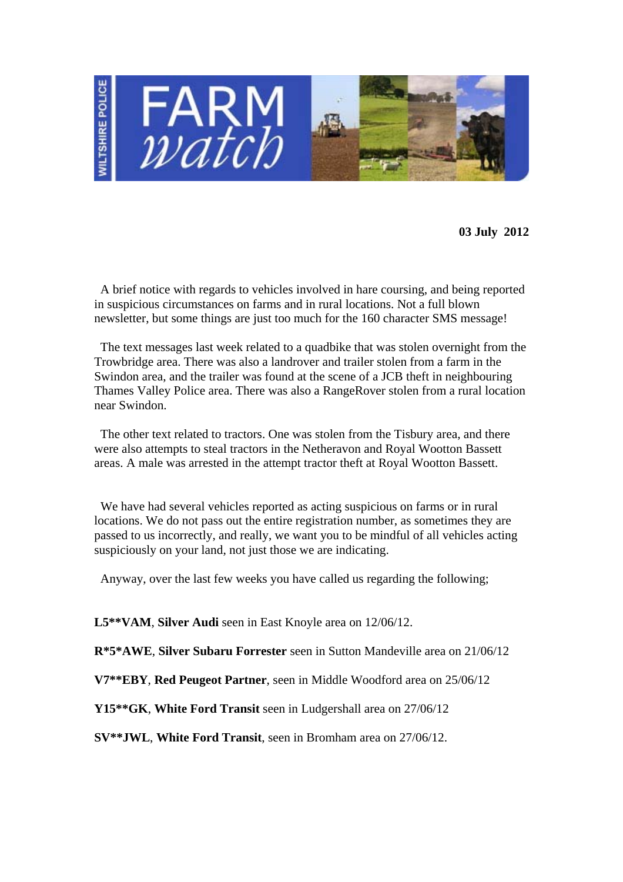# WILTSHIRE POLICE FARM *watch*

**03 July 2012**

A brief notice with regards to vehicles involved in hare coursing, and being reported in suspicious circumstances on farms and in rural locations. Not a full blown newsletter, but some things are just too much for the 160 character SMS message!

The text messages last week related to a quadbike that was stolen overnight from the Trowbridge area. There was also a landrover and trailer stolen from a farm in the Swindon area, and the trailer was found at the scene of a JCB theft in neighbouring Thames Valley Police area. There was also a RangeRover stolen from a rural location near Swindon.

The other text related to tractors. One was stolen from the Tisbury area, and there were also attempts to steal tractors in the Netheravon and Royal Wootton Bassett areas. A male was arrested in the attempt tractor theft at Royal Wootton Bassett.

We have had several vehicles reported as acting suspicious on farms or in rural locations. We do not pass out the entire registration number, as sometimes they are passed to us incorrectly, and really, we want you to be mindful of all vehicles acting suspiciously on your land, not just those we are indicating.

Anyway, over the last few weeks you have called us regarding the following;

**L5**VAM**, **Silver Audi** seen in East Knoyle area on 12/06/12.

**R*5*AWE**, **Silver Subaru Forrester** seen in Sutton Mandeville area on 21/06/12

**V7**EBY**, **Red Peugeot Partner**, seen in Middle Woodford area on 25/06/12

**Y15**GK**, **White Ford Transit** seen in Ludgershall area on 27/06/12

**SV**JWL**, **White Ford Transit**, seen in Bromham area on 27/06/12.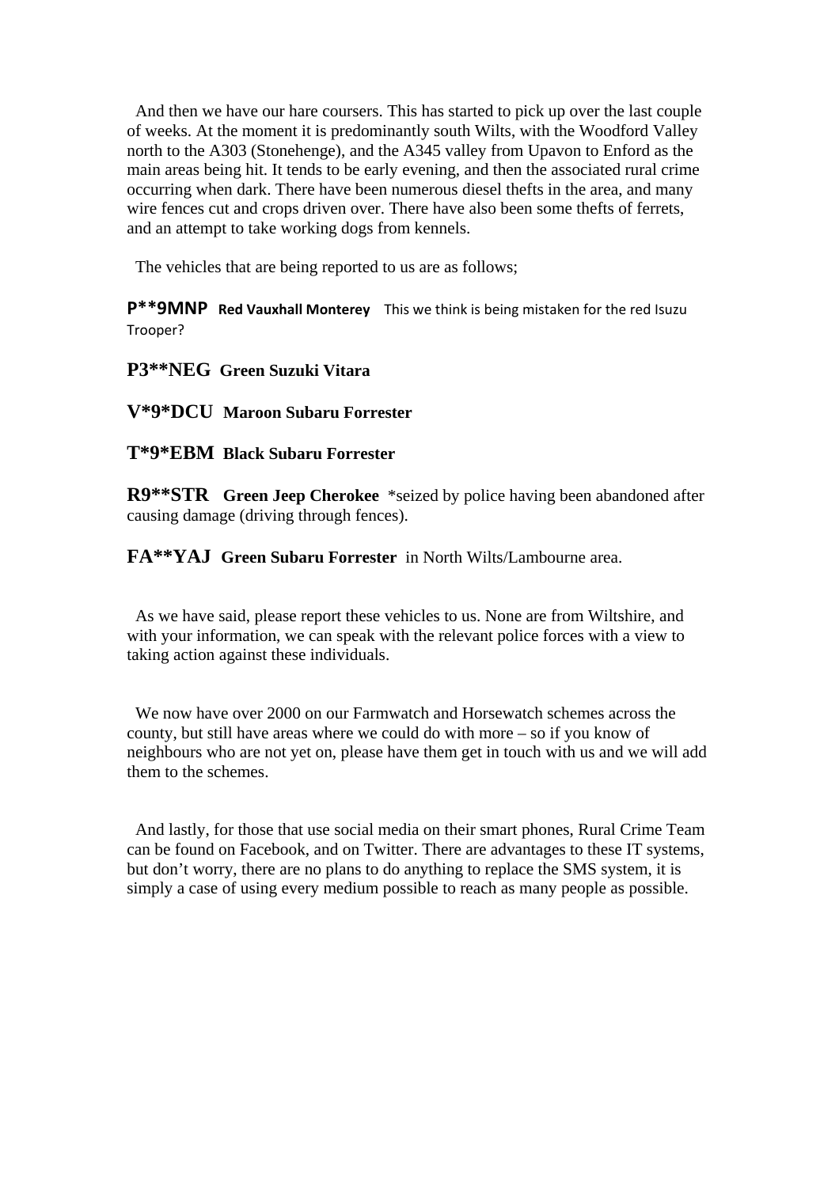And then we have our hare coursers. This has started to pick up over the last couple of weeks. At the moment it is predominantly south Wilts, with the Woodford Valley north to the A303 (Stonehenge), and the A345 valley from Upavon to Enford as the main areas being hit. It tends to be early evening, and then the associated rural crime occurring when dark. There have been numerous diesel thefts in the area, and many wire fences cut and crops driven over. There have also been some thefts of ferrets, and an attempt to take working dogs from kennels.

The vehicles that are being reported to us are as follows;

**P**9MNP** **Red Vauxhall Monterey** This we think is being mistaken for the red Isuzu Trooper?

**P3**NEG** **Green Suzuki Vitara**

**V*9*DCU** **Maroon Subaru Forrester**

**T*9*EBM** **Black Subaru Forrester**

**R9**STR** **Green Jeep Cherokee** *seized by police having been abandoned after causing damage (driving through fences).

**FA**YAJ** **Green Subaru Forrester** in North Wilts/Lambourne area.

As we have said, please report these vehicles to us. None are from Wiltshire, and with your information, we can speak with the relevant police forces with a view to taking action against these individuals.

We now have over 2000 on our Farmwatch and Horsewatch schemes across the county, but still have areas where we could do with more – so if you know of neighbours who are not yet on, please have them get in touch with us and we will add them to the schemes.

And lastly, for those that use social media on their smart phones, Rural Crime Team can be found on Facebook, and on Twitter. There are advantages to these IT systems, but don't worry, there are no plans to do anything to replace the SMS system, it is simply a case of using every medium possible to reach as many people as possible.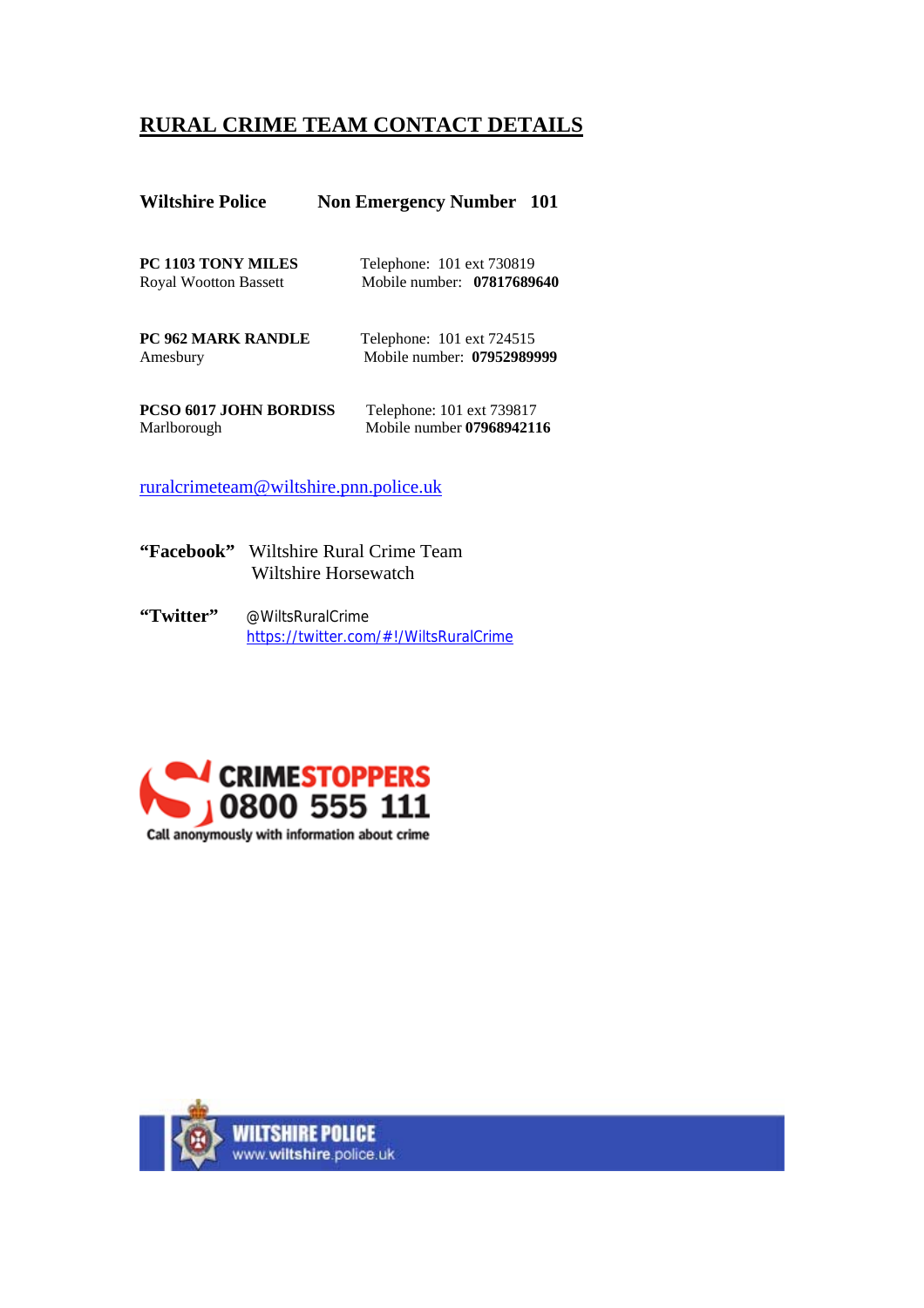# RURAL CRIME TEAM CONTACT DETAILS

**Wiltshire Police** **Non Emergency Number 101**

| | |
|---|---|
| **PC 1103 TONY MILES**<br>Royal Wootton Bassett | Telephone: 101 ext 730819<br>Mobile number: **07817689640** |
| **PC 962 MARK RANDLE**<br>Amesbury | Telephone: 101 ext 724515<br>Mobile number: **07952989999** |
| **PCSO 6017 JOHN BORDISS**<br>Marlborough | Telephone: 101 ext 739817<br>Mobile number **07968942116** |

ruralcrimeteam@wiltshire.pnn.police.uk

**"Facebook"** Wiltshire Rural Crime Team
Wiltshire Horsewatch

**"Twitter"** @WiltsRuralCrime
https://twitter.com/#!/WiltsRuralCrime

CRIMESTOPPERS 0800 555 111
Call anonymously with information about crime

WILTSHIRE POLICE
www.wiltshire.police.uk